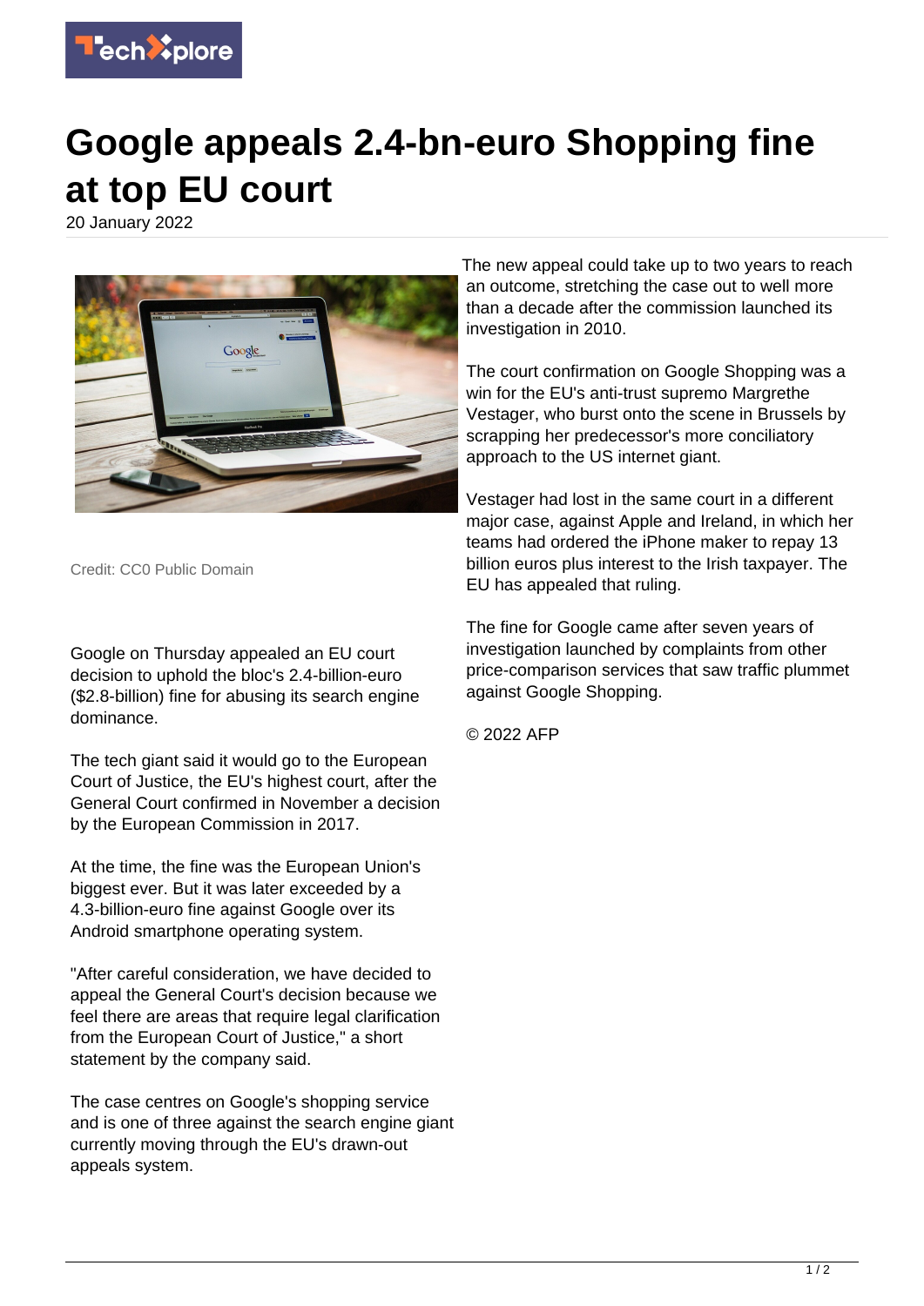# Google appeals 2.4-bn-euro Shopping fine at top EU court

20 January 2022

Credit: CC0 Public Domain

Google on Thursday appealed an EU court decision to uphold the bloc's 2.4-billion-euro ($2.8-billion) fine for abusing its search engine dominance.

The tech giant said it would go to the European Court of Justice, the EU's highest court, after the General Court confirmed in November a decision by the European Commission in 2017.

At the time, the fine was the European Union's biggest ever. But it was later exceeded by a 4.3-billion-euro fine against Google over its Android smartphone operating system.

"After careful consideration, we have decided to appeal the General Court's decision because we feel there are areas that require legal clarification from the European Court of Justice," a short statement by the company said.

The case centres on Google's shopping service and is one of three against the search engine giant currently moving through the EU's drawn-out appeals system.

The new appeal could take up to two years to reach an outcome, stretching the case out to well more than a decade after the commission launched its investigation in 2010.

The court confirmation on Google Shopping was a win for the EU's anti-trust supremo Margrethe Vestager, who burst onto the scene in Brussels by scrapping her predecessor's more conciliatory approach to the US internet giant.

Vestager had lost in the same court in a different major case, against Apple and Ireland, in which her teams had ordered the iPhone maker to repay 13 billion euros plus interest to the Irish taxpayer. The EU has appealed that ruling.

The fine for Google came after seven years of investigation launched by complaints from other price-comparison services that saw traffic plummet against Google Shopping.

© 2022 AFP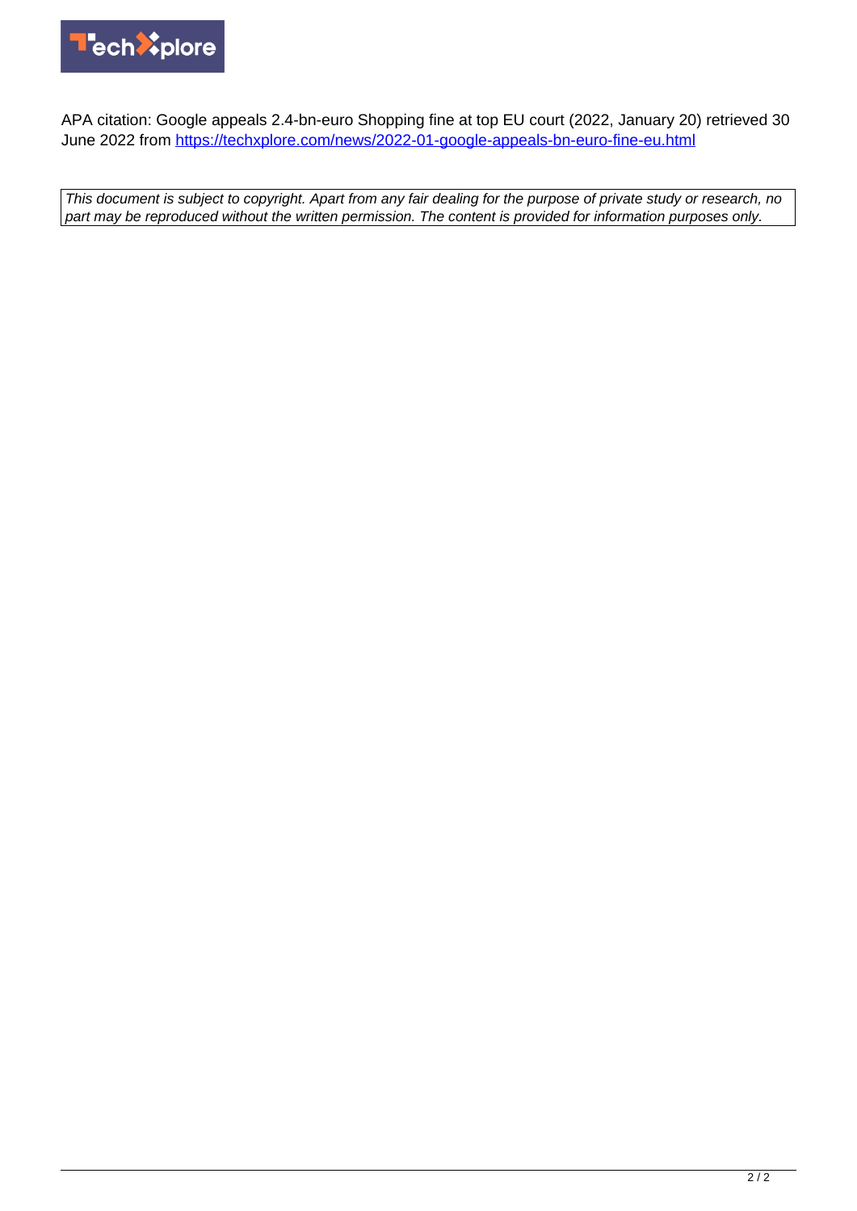APA citation: Google appeals 2.4-bn-euro Shopping fine at top EU court (2022, January 20) retrieved 30 June 2022 from https://techxplore.com/news/2022-01-google-appeals-bn-euro-fine-eu.html

*This document is subject to copyright. Apart from any fair dealing for the purpose of private study or research, no part may be reproduced without the written permission. The content is provided for information purposes only.*